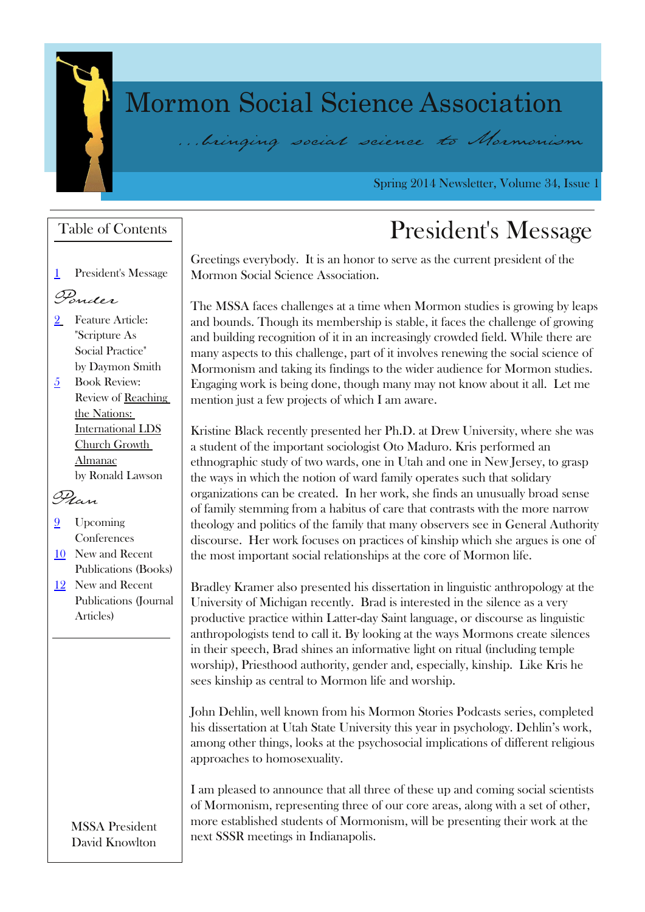# Mormon Social Science Association

*...bringing social science to Mormonism*

Spring 2014 Newsletter, Volume 34, Issue 1

## Table of Contents

1 President's Message

*Ponder*

2 Feature Article: "Scripture As Social Practice" by Daymon Smith

5 Book Review: Review of Reaching the Nations: International LDS Church Growth Almanac by Ronald Lawson

*Plan*

9 Upcoming Conferences

10 New and Recent Publications (Books)

12 New and Recent Publications (Journal Articles)

MSSA President David Knowlton

# President's Message

Greetings everybody. It is an honor to serve as the current president of the Mormon Social Science Association.

The MSSA faces challenges at a time when Mormon studies is growing by leaps and bounds. Though its membership is stable, it faces the challenge of growing and building recognition of it in an increasingly crowded field. While there are many aspects to this challenge, part of it involves renewing the social science of Mormonism and taking its findings to the wider audience for Mormon studies. Engaging work is being done, though many may not know about it all. Let me mention just a few projects of which I am aware.

Kristine Black recently presented her Ph.D. at Drew University, where she was a student of the important sociologist Oto Maduro. Kris performed an ethnographic study of two wards, one in Utah and one in New Jersey, to grasp the ways in which the notion of ward family operates such that solidary organizations can be created. In her work, she finds an unusually broad sense of family stemming from a habitus of care that contrasts with the more narrow theology and politics of the family that many observers see in General Authority discourse. Her work focuses on practices of kinship which she argues is one of the most important social relationships at the core of Mormon life.

Bradley Kramer also presented his dissertation in linguistic anthropology at the University of Michigan recently. Brad is interested in the silence as a very productive practice within Latter-day Saint language, or discourse as linguistic anthropologists tend to call it. By looking at the ways Mormons create silences in their speech, Brad shines an informative light on ritual (including temple worship), Priesthood authority, gender and, especially, kinship. Like Kris he sees kinship as central to Mormon life and worship.

John Dehlin, well known from his Mormon Stories Podcasts series, completed his dissertation at Utah State University this year in psychology. Dehlin's work, among other things, looks at the psychosocial implications of different religious approaches to homosexuality.

I am pleased to announce that all three of these up and coming social scientists of Mormonism, representing three of our core areas, along with a set of other, more established students of Mormonism, will be presenting their work at the next SSSR meetings in Indianapolis.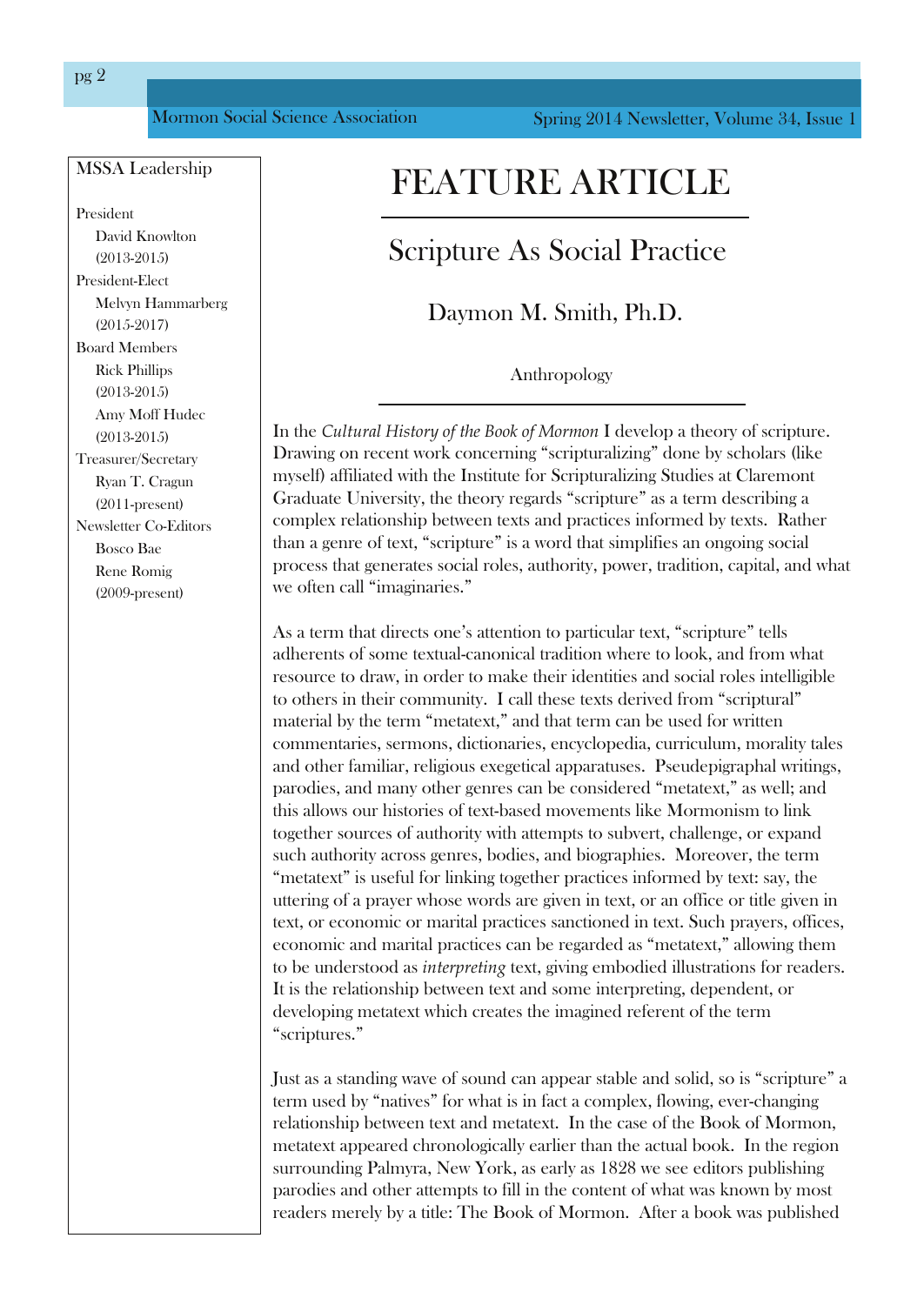## MSSA Leadership

President
David Knowlton
(2013-2015)

President-Elect
Melvyn Hammarberg
(2015-2017)

Board Members
Rick Phillips
(2013-2015)
Amy Moff Hudec
(2013-2015)

Treasurer/Secretary
Ryan T. Cragun
(2011-present)

Newsletter Co-Editors
Bosco Bae
Rene Romig
(2009-present)

# FEATURE ARTICLE

## Scripture As Social Practice

### Daymon M. Smith, Ph.D.

Anthropology

In the *Cultural History of the Book of Mormon* I develop a theory of scripture. Drawing on recent work concerning "scripturalizing" done by scholars (like myself) affiliated with the Institute for Scripturalizing Studies at Claremont Graduate University, the theory regards "scripture" as a term describing a complex relationship between texts and practices informed by texts. Rather than a genre of text, "scripture" is a word that simplifies an ongoing social process that generates social roles, authority, power, tradition, capital, and what we often call "imaginaries."

As a term that directs one's attention to particular text, "scripture" tells adherents of some textual-canonical tradition where to look, and from what resource to draw, in order to make their identities and social roles intelligible to others in their community. I call these texts derived from "scriptural" material by the term "metatext," and that term can be used for written commentaries, sermons, dictionaries, encyclopedia, curriculum, morality tales and other familiar, religious exegetical apparatuses. Pseudepigraphal writings, parodies, and many other genres can be considered "metatext," as well; and this allows our histories of text-based movements like Mormonism to link together sources of authority with attempts to subvert, challenge, or expand such authority across genres, bodies, and biographies. Moreover, the term "metatext" is useful for linking together practices informed by text: say, the uttering of a prayer whose words are given in text, or an office or title given in text, or economic or marital practices sanctioned in text. Such prayers, offices, economic and marital practices can be regarded as "metatext," allowing them to be understood as *interpreting* text, giving embodied illustrations for readers. It is the relationship between text and some interpreting, dependent, or developing metatext which creates the imagined referent of the term "scriptures."

Just as a standing wave of sound can appear stable and solid, so is "scripture" a term used by "natives" for what is in fact a complex, flowing, ever-changing relationship between text and metatext. In the case of the Book of Mormon, metatext appeared chronologically earlier than the actual book. In the region surrounding Palmyra, New York, as early as 1828 we see editors publishing parodies and other attempts to fill in the content of what was known by most readers merely by a title: The Book of Mormon. After a book was published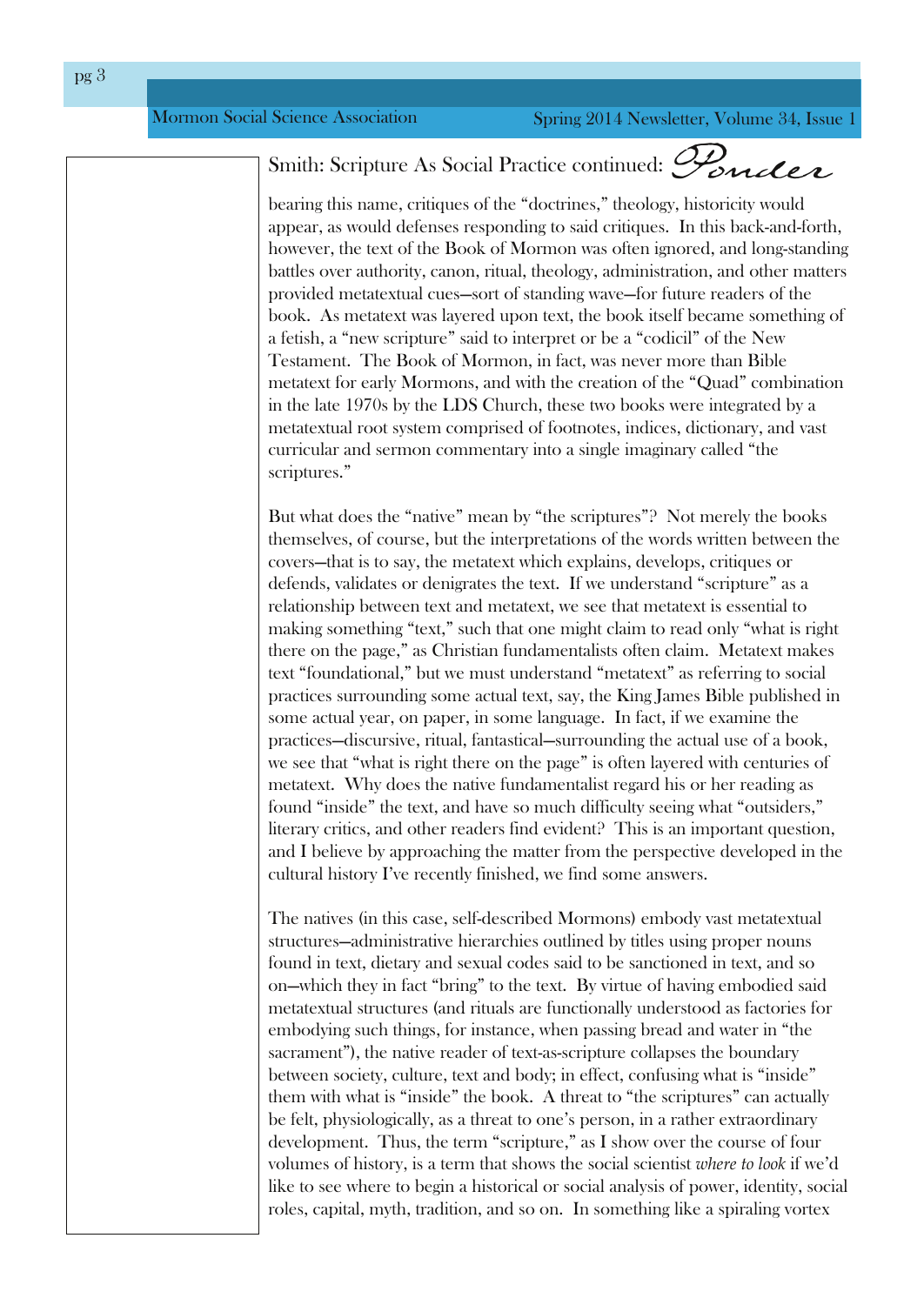## Smith: Scripture As Social Practice continued: Ponder

bearing this name, critiques of the "doctrines," theology, historicity would appear, as would defenses responding to said critiques. In this back-and-forth, however, the text of the Book of Mormon was often ignored, and long-standing battles over authority, canon, ritual, theology, administration, and other matters provided metatextual cues—sort of standing wave—for future readers of the book. As metatext was layered upon text, the book itself became something of a fetish, a "new scripture" said to interpret or be a "codicil" of the New Testament. The Book of Mormon, in fact, was never more than Bible metatext for early Mormons, and with the creation of the "Quad" combination in the late 1970s by the LDS Church, these two books were integrated by a metatextual root system comprised of footnotes, indices, dictionary, and vast curricular and sermon commentary into a single imaginary called "the scriptures."

But what does the "native" mean by "the scriptures"? Not merely the books themselves, of course, but the interpretations of the words written between the covers—that is to say, the metatext which explains, develops, critiques or defends, validates or denigrates the text. If we understand "scripture" as a relationship between text and metatext, we see that metatext is essential to making something "text," such that one might claim to read only "what is right there on the page," as Christian fundamentalists often claim. Metatext makes text "foundational," but we must understand "metatext" as referring to social practices surrounding some actual text, say, the King James Bible published in some actual year, on paper, in some language. In fact, if we examine the practices—discursive, ritual, fantastical—surrounding the actual use of a book, we see that "what is right there on the page" is often layered with centuries of metatext. Why does the native fundamentalist regard his or her reading as found "inside" the text, and have so much difficulty seeing what "outsiders," literary critics, and other readers find evident? This is an important question, and I believe by approaching the matter from the perspective developed in the cultural history I've recently finished, we find some answers.

The natives (in this case, self-described Mormons) embody vast metatextual structures—administrative hierarchies outlined by titles using proper nouns found in text, dietary and sexual codes said to be sanctioned in text, and so on—which they in fact "bring" to the text. By virtue of having embodied said metatextual structures (and rituals are functionally understood as factories for embodying such things, for instance, when passing bread and water in "the sacrament"), the native reader of text-as-scripture collapses the boundary between society, culture, text and body; in effect, confusing what is "inside" them with what is "inside" the book. A threat to "the scriptures" can actually be felt, physiologically, as a threat to one's person, in a rather extraordinary development. Thus, the term "scripture," as I show over the course of four volumes of history, is a term that shows the social scientist *where to look* if we'd like to see where to begin a historical or social analysis of power, identity, social roles, capital, myth, tradition, and so on. In something like a spiraling vortex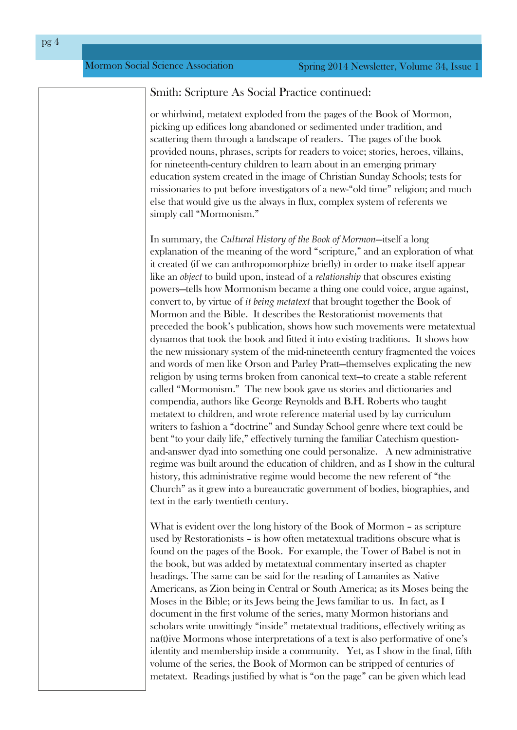## Smith: Scripture As Social Practice continued:

or whirlwind, metatext exploded from the pages of the Book of Mormon, picking up edifices long abandoned or sedimented under tradition, and scattering them through a landscape of readers. The pages of the book provided nouns, phrases, scripts for readers to voice; stories, heroes, villains, for nineteenth-century children to learn about in an emerging primary education system created in the image of Christian Sunday Schools; tests for missionaries to put before investigators of a new-"old time" religion; and much else that would give us the always in flux, complex system of referents we simply call "Mormonism."

In summary, the *Cultural History of the Book of Mormon*—itself a long explanation of the meaning of the word "scripture," and an exploration of what it created (if we can anthropomorphize briefly) in order to make itself appear like an *object* to build upon, instead of a *relationship* that obscures existing powers—tells how Mormonism became a thing one could voice, argue against, convert to, by virtue of *it being metatext* that brought together the Book of Mormon and the Bible. It describes the Restorationist movements that preceded the book's publication, shows how such movements were metatextual dynamos that took the book and fitted it into existing traditions. It shows how the new missionary system of the mid-nineteenth century fragmented the voices and words of men like Orson and Parley Pratt—themselves explicating the new religion by using terms broken from canonical text—to create a stable referent called "Mormonism." The new book gave us stories and dictionaries and compendia, authors like George Reynolds and B.H. Roberts who taught metatext to children, and wrote reference material used by lay curriculum writers to fashion a "doctrine" and Sunday School genre where text could be bent "to your daily life," effectively turning the familiar Catechism question-and-answer dyad into something one could personalize. A new administrative regime was built around the education of children, and as I show in the cultural history, this administrative regime would become the new referent of "the Church" as it grew into a bureaucratic government of bodies, biographies, and text in the early twentieth century.

What is evident over the long history of the Book of Mormon – as scripture used by Restorationists – is how often metatextual traditions obscure what is found on the pages of the Book. For example, the Tower of Babel is not in the book, but was added by metatextual commentary inserted as chapter headings. The same can be said for the reading of Lamanites as Native Americans, as Zion being in Central or South America; as its Moses being the Moses in the Bible; or its Jews being the Jews familiar to us. In fact, as I document in the first volume of the series, many Mormon historians and scholars write unwittingly "inside" metatextual traditions, effectively writing as na(t)ive Mormons whose interpretations of a text is also performative of one's identity and membership inside a community. Yet, as I show in the final, fifth volume of the series, the Book of Mormon can be stripped of centuries of metatext. Readings justified by what is "on the page" can be given which lead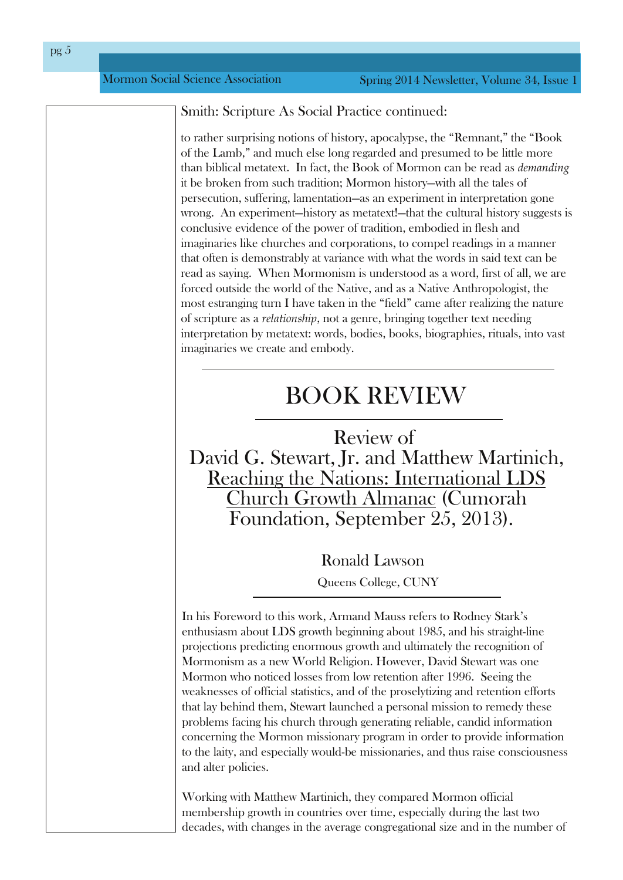Smith: Scripture As Social Practice continued:

to rather surprising notions of history, apocalypse, the "Remnant," the "Book of the Lamb," and much else long regarded and presumed to be little more than biblical metatext. In fact, the Book of Mormon can be read as *demanding* it be broken from such tradition; Mormon history—with all the tales of persecution, suffering, lamentation—as an experiment in interpretation gone wrong. An experiment—history as metatext!—that the cultural history suggests is conclusive evidence of the power of tradition, embodied in flesh and imaginaries like churches and corporations, to compel readings in a manner that often is demonstrably at variance with what the words in said text can be read as saying. When Mormonism is understood as a word, first of all, we are forced outside the world of the Native, and as a Native Anthropologist, the most estranging turn I have taken in the "field" came after realizing the nature of scripture as a *relationship*, not a genre, bringing together text needing interpretation by metatext: words, bodies, books, biographies, rituals, into vast imaginaries we create and embody.

---

# BOOK REVIEW

## Review of David G. Stewart, Jr. and Matthew Martinich, Reaching the Nations: International LDS Church Growth Almanac (Cumorah Foundation, September 25, 2013).

Ronald Lawson

Queens College, CUNY

In his Foreword to this work, Armand Mauss refers to Rodney Stark's enthusiasm about LDS growth beginning about 1985, and his straight-line projections predicting enormous growth and ultimately the recognition of Mormonism as a new World Religion. However, David Stewart was one Mormon who noticed losses from low retention after 1996. Seeing the weaknesses of official statistics, and of the proselytizing and retention efforts that lay behind them, Stewart launched a personal mission to remedy these problems facing his church through generating reliable, candid information concerning the Mormon missionary program in order to provide information to the laity, and especially would-be missionaries, and thus raise consciousness and alter policies.

Working with Matthew Martinich, they compared Mormon official membership growth in countries over time, especially during the last two decades, with changes in the average congregational size and in the number of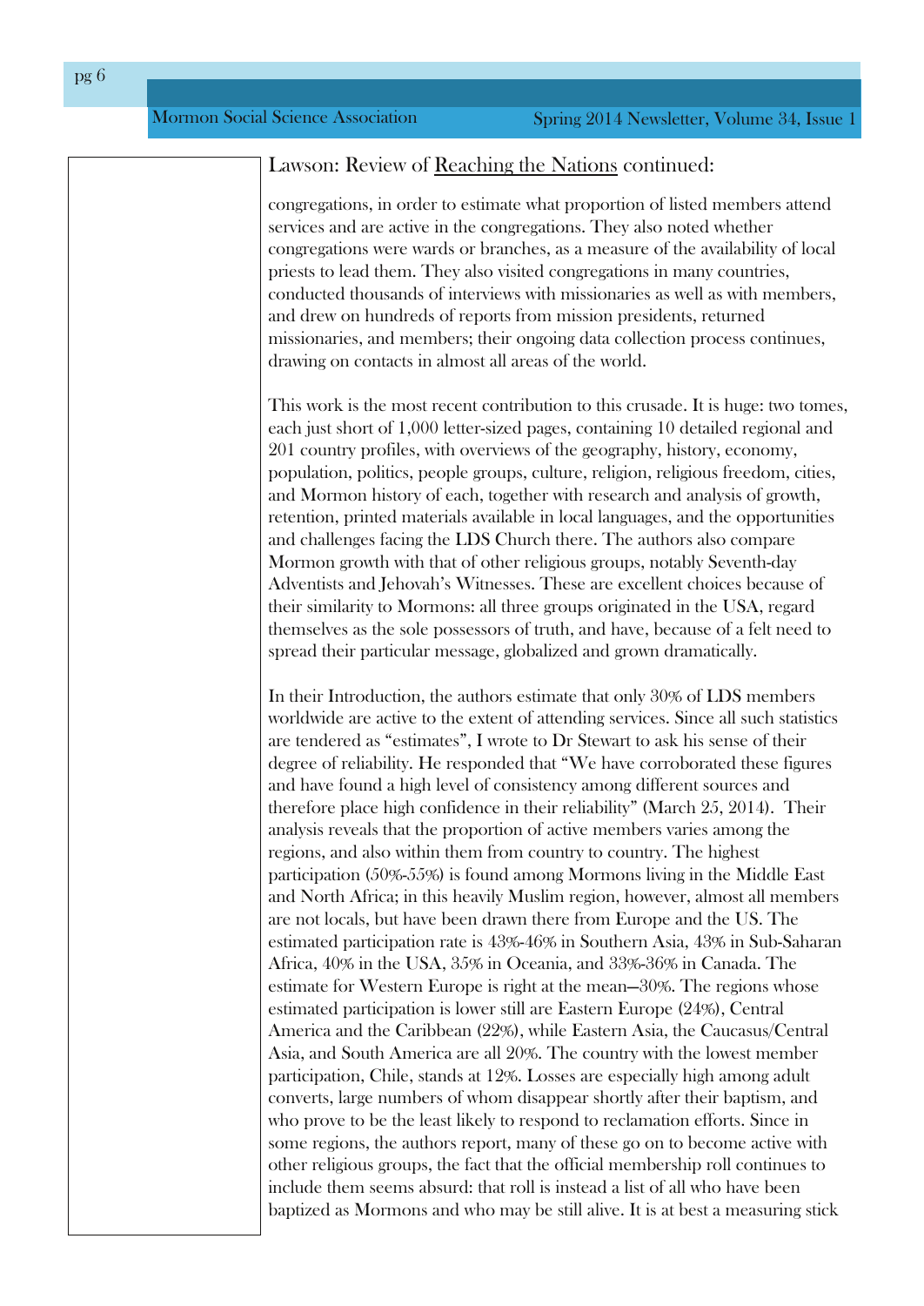## Lawson: Review of Reaching the Nations continued:

congregations, in order to estimate what proportion of listed members attend services and are active in the congregations. They also noted whether congregations were wards or branches, as a measure of the availability of local priests to lead them. They also visited congregations in many countries, conducted thousands of interviews with missionaries as well as with members, and drew on hundreds of reports from mission presidents, returned missionaries, and members; their ongoing data collection process continues, drawing on contacts in almost all areas of the world.

This work is the most recent contribution to this crusade. It is huge: two tomes, each just short of 1,000 letter-sized pages, containing 10 detailed regional and 201 country profiles, with overviews of the geography, history, economy, population, politics, people groups, culture, religion, religious freedom, cities, and Mormon history of each, together with research and analysis of growth, retention, printed materials available in local languages, and the opportunities and challenges facing the LDS Church there. The authors also compare Mormon growth with that of other religious groups, notably Seventh-day Adventists and Jehovah's Witnesses. These are excellent choices because of their similarity to Mormons: all three groups originated in the USA, regard themselves as the sole possessors of truth, and have, because of a felt need to spread their particular message, globalized and grown dramatically.

In their Introduction, the authors estimate that only 30% of LDS members worldwide are active to the extent of attending services. Since all such statistics are tendered as "estimates", I wrote to Dr Stewart to ask his sense of their degree of reliability. He responded that "We have corroborated these figures and have found a high level of consistency among different sources and therefore place high confidence in their reliability" (March 25, 2014). Their analysis reveals that the proportion of active members varies among the regions, and also within them from country to country. The highest participation (50%-55%) is found among Mormons living in the Middle East and North Africa; in this heavily Muslim region, however, almost all members are not locals, but have been drawn there from Europe and the US. The estimated participation rate is 43%-46% in Southern Asia, 43% in Sub-Saharan Africa, 40% in the USA, 35% in Oceania, and 33%-36% in Canada. The estimate for Western Europe is right at the mean—30%. The regions whose estimated participation is lower still are Eastern Europe (24%), Central America and the Caribbean (22%), while Eastern Asia, the Caucasus/Central Asia, and South America are all 20%. The country with the lowest member participation, Chile, stands at 12%. Losses are especially high among adult converts, large numbers of whom disappear shortly after their baptism, and who prove to be the least likely to respond to reclamation efforts. Since in some regions, the authors report, many of these go on to become active with other religious groups, the fact that the official membership roll continues to include them seems absurd: that roll is instead a list of all who have been baptized as Mormons and who may be still alive. It is at best a measuring stick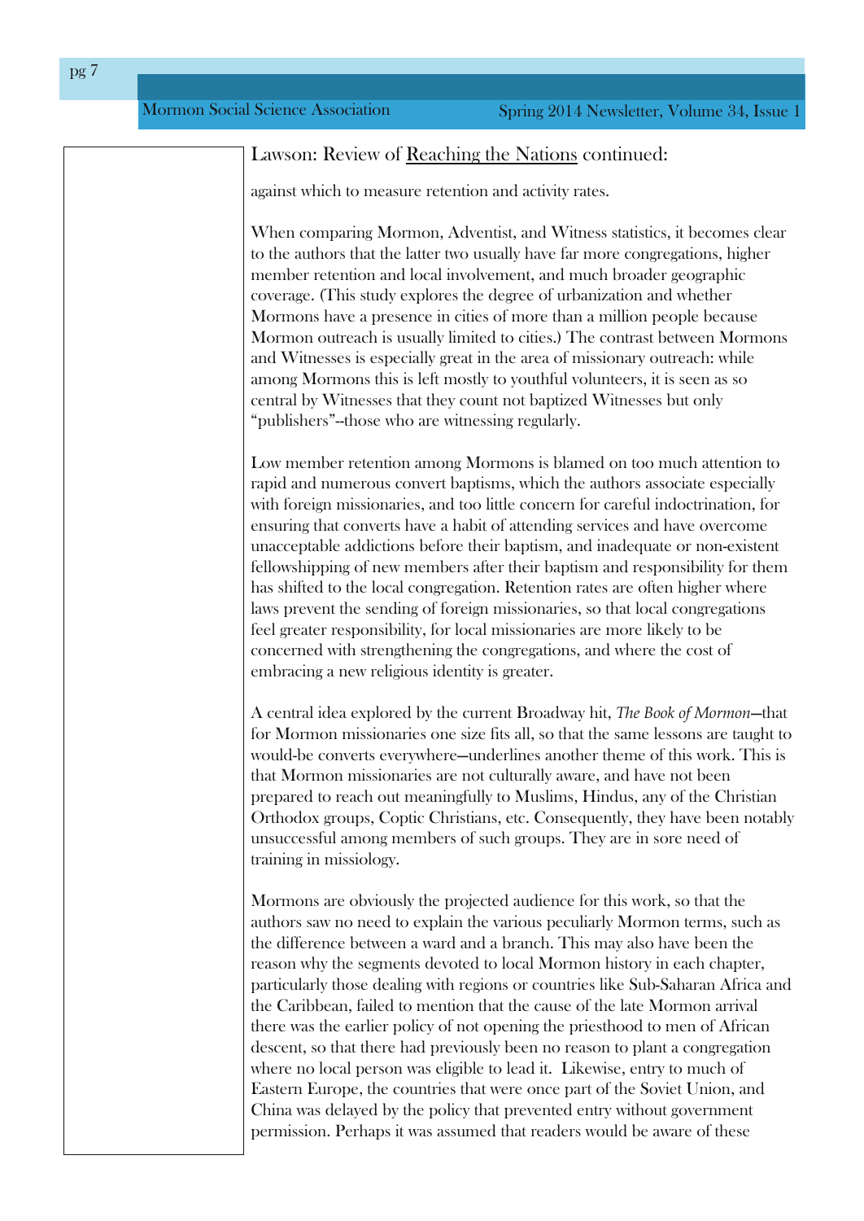Lawson: Review of Reaching the Nations continued:

against which to measure retention and activity rates.

When comparing Mormon, Adventist, and Witness statistics, it becomes clear to the authors that the latter two usually have far more congregations, higher member retention and local involvement, and much broader geographic coverage. (This study explores the degree of urbanization and whether Mormons have a presence in cities of more than a million people because Mormon outreach is usually limited to cities.) The contrast between Mormons and Witnesses is especially great in the area of missionary outreach: while among Mormons this is left mostly to youthful volunteers, it is seen as so central by Witnesses that they count not baptized Witnesses but only "publishers"--those who are witnessing regularly.

Low member retention among Mormons is blamed on too much attention to rapid and numerous convert baptisms, which the authors associate especially with foreign missionaries, and too little concern for careful indoctrination, for ensuring that converts have a habit of attending services and have overcome unacceptable addictions before their baptism, and inadequate or non-existent fellowshipping of new members after their baptism and responsibility for them has shifted to the local congregation. Retention rates are often higher where laws prevent the sending of foreign missionaries, so that local congregations feel greater responsibility, for local missionaries are more likely to be concerned with strengthening the congregations, and where the cost of embracing a new religious identity is greater.

A central idea explored by the current Broadway hit, *The Book of Mormon*—that for Mormon missionaries one size fits all, so that the same lessons are taught to would-be converts everywhere—underlines another theme of this work. This is that Mormon missionaries are not culturally aware, and have not been prepared to reach out meaningfully to Muslims, Hindus, any of the Christian Orthodox groups, Coptic Christians, etc. Consequently, they have been notably unsuccessful among members of such groups. They are in sore need of training in missiology.

Mormons are obviously the projected audience for this work, so that the authors saw no need to explain the various peculiarly Mormon terms, such as the difference between a ward and a branch. This may also have been the reason why the segments devoted to local Mormon history in each chapter, particularly those dealing with regions or countries like Sub-Saharan Africa and the Caribbean, failed to mention that the cause of the late Mormon arrival there was the earlier policy of not opening the priesthood to men of African descent, so that there had previously been no reason to plant a congregation where no local person was eligible to lead it. Likewise, entry to much of Eastern Europe, the countries that were once part of the Soviet Union, and China was delayed by the policy that prevented entry without government permission. Perhaps it was assumed that readers would be aware of these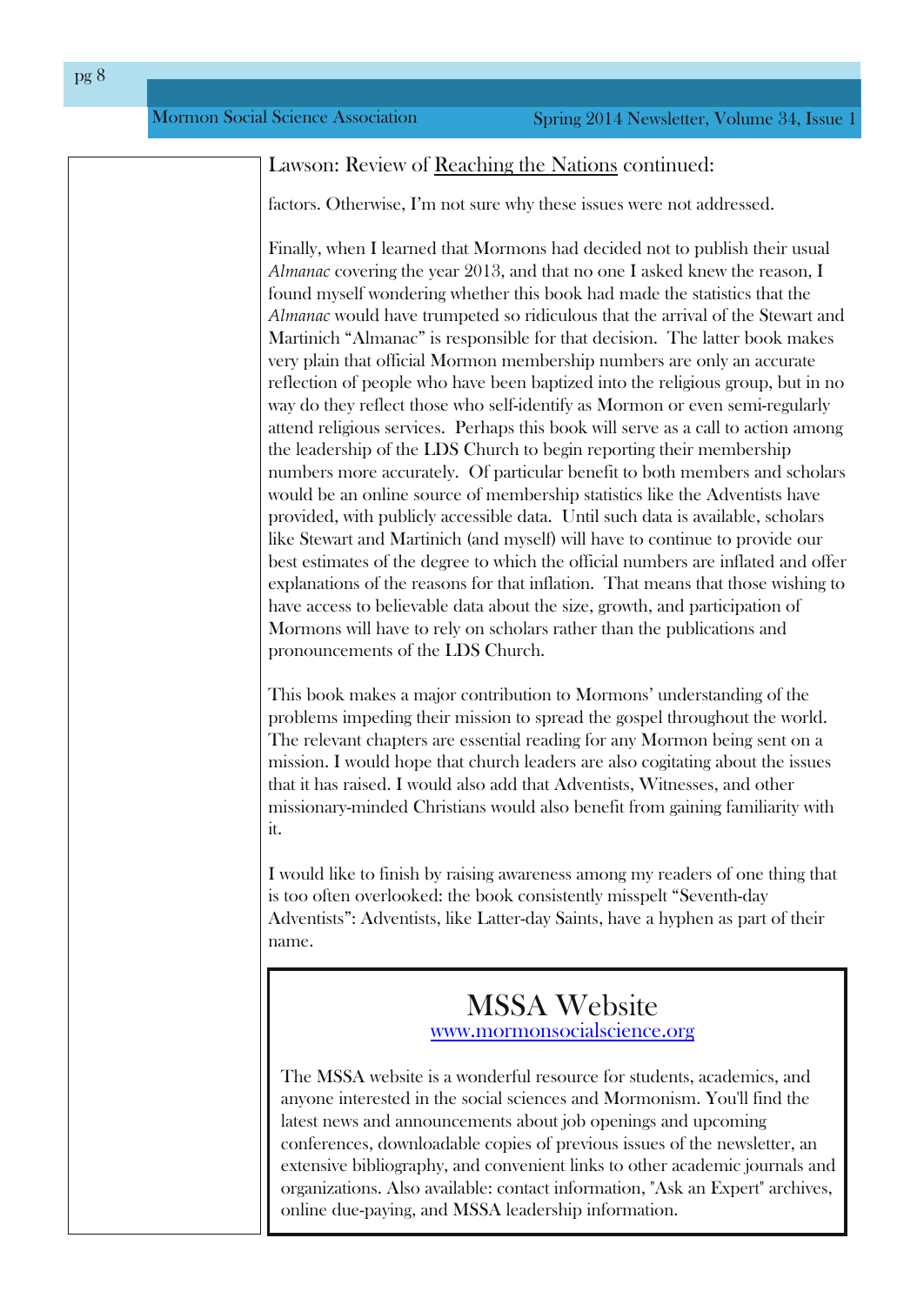## Lawson: Review of Reaching the Nations continued:

factors. Otherwise, I'm not sure why these issues were not addressed.

Finally, when I learned that Mormons had decided not to publish their usual *Almanac* covering the year 2013, and that no one I asked knew the reason, I found myself wondering whether this book had made the statistics that the *Almanac* would have trumpeted so ridiculous that the arrival of the Stewart and Martinich "Almanac" is responsible for that decision. The latter book makes very plain that official Mormon membership numbers are only an accurate reflection of people who have been baptized into the religious group, but in no way do they reflect those who self-identify as Mormon or even semi-regularly attend religious services. Perhaps this book will serve as a call to action among the leadership of the LDS Church to begin reporting their membership numbers more accurately. Of particular benefit to both members and scholars would be an online source of membership statistics like the Adventists have provided, with publicly accessible data. Until such data is available, scholars like Stewart and Martinich (and myself) will have to continue to provide our best estimates of the degree to which the official numbers are inflated and offer explanations of the reasons for that inflation. That means that those wishing to have access to believable data about the size, growth, and participation of Mormons will have to rely on scholars rather than the publications and pronouncements of the LDS Church.

This book makes a major contribution to Mormons' understanding of the problems impeding their mission to spread the gospel throughout the world. The relevant chapters are essential reading for any Mormon being sent on a mission. I would hope that church leaders are also cogitating about the issues that it has raised. I would also add that Adventists, Witnesses, and other missionary-minded Christians would also benefit from gaining familiarity with it.

I would like to finish by raising awareness among my readers of one thing that is too often overlooked: the book consistently misspelt "Seventh-day Adventists": Adventists, like Latter-day Saints, have a hyphen as part of their name.

# MSSA Website

www.mormonsocialscience.org

The MSSA website is a wonderful resource for students, academics, and anyone interested in the social sciences and Mormonism. You'll find the latest news and announcements about job openings and upcoming conferences, downloadable copies of previous issues of the newsletter, an extensive bibliography, and convenient links to other academic journals and organizations. Also available: contact information, "Ask an Expert" archives, online due-paying, and MSSA leadership information.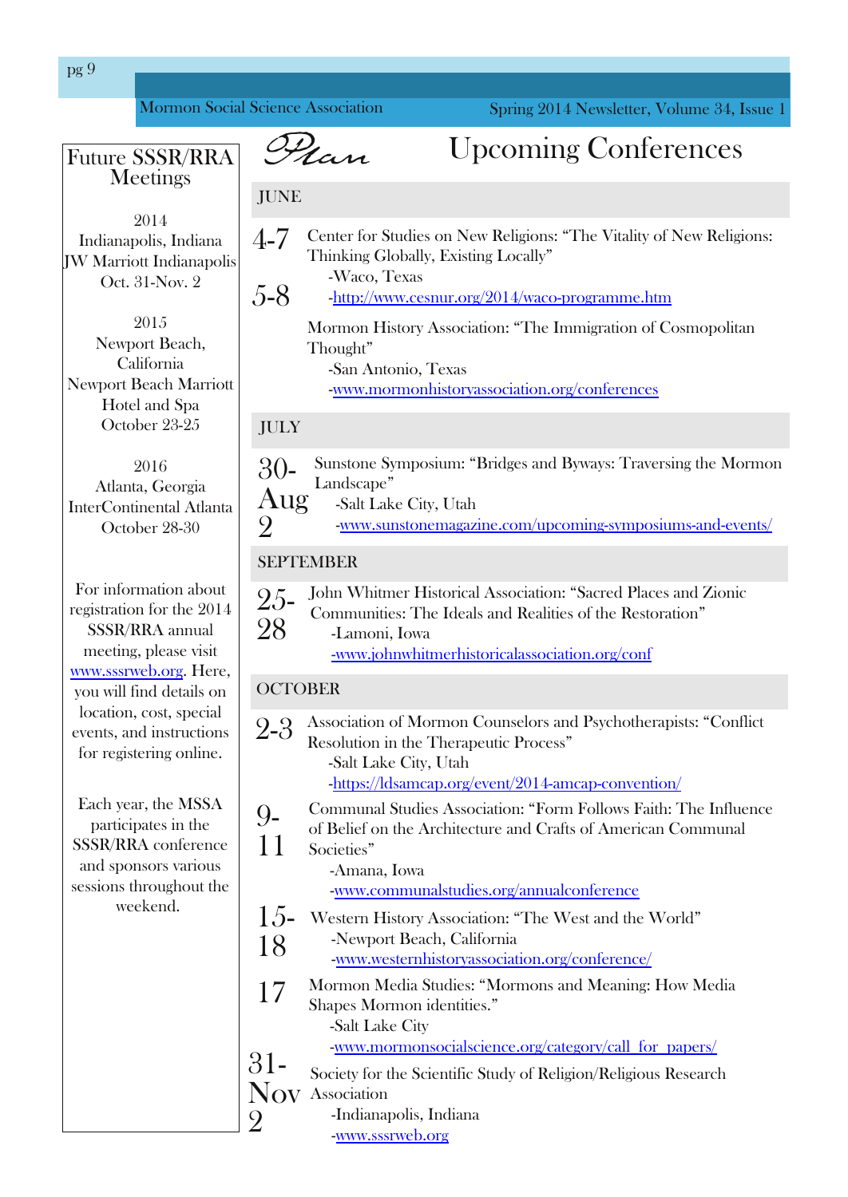## Future SSSR/RRA Meetings

2014
Indianapolis, Indiana
JW Marriott Indianapolis
Oct. 31-Nov. 2

2015
Newport Beach, California
Newport Beach Marriott Hotel and Spa
October 23-25

2016
Atlanta, Georgia
InterContinental Atlanta
October 28-30

For information about registration for the 2014 SSSR/RRA annual meeting, please visit www.sssrweb.org. Here, you will find details on location, cost, special events, and instructions for registering online.

Each year, the MSSA participates in the SSSR/RRA conference and sponsors various sessions throughout the weekend.

*Plan*

# Upcoming Conferences

## JUNE

**4-7** Center for Studies on New Religions: "The Vitality of New Religions: Thinking Globally, Existing Locally"
-Waco, Texas
-http://www.cesnur.org/2014/waco-programme.htm

**5-8** Mormon History Association: "The Immigration of Cosmopolitan Thought"
-San Antonio, Texas
-www.mormonhistoryassociation.org/conferences

## JULY

**30-Aug 2** Sunstone Symposium: "Bridges and Byways: Traversing the Mormon Landscape"
-Salt Lake City, Utah
-www.sunstonemagazine.com/upcoming-symposiums-and-events/

## SEPTEMBER

**25-28** John Whitmer Historical Association: "Sacred Places and Zionic Communities: The Ideals and Realities of the Restoration"
-Lamoni, Iowa
-www.johnwhitmerhistoricalassociation.org/conf

## OCTOBER

**2-3** Association of Mormon Counselors and Psychotherapists: "Conflict Resolution in the Therapeutic Process"
-Salt Lake City, Utah
-https://ldsamcap.org/event/2014-amcap-convention/

**9-11** Communal Studies Association: "Form Follows Faith: The Influence of Belief on the Architecture and Crafts of American Communal Societies"
-Amana, Iowa
-www.communalstudies.org/annualconference

**15-18** Western History Association: "The West and the World"
-Newport Beach, California
-www.westernhistoryassociation.org/conference/

**17** Mormon Media Studies: "Mormons and Meaning: How Media Shapes Mormon identities."
-Salt Lake City
-www.mormonsocialscience.org/category/call_for_papers/

**31-Nov 2** Society for the Scientific Study of Religion/Religious Research Association
-Indianapolis, Indiana
-www.sssrweb.org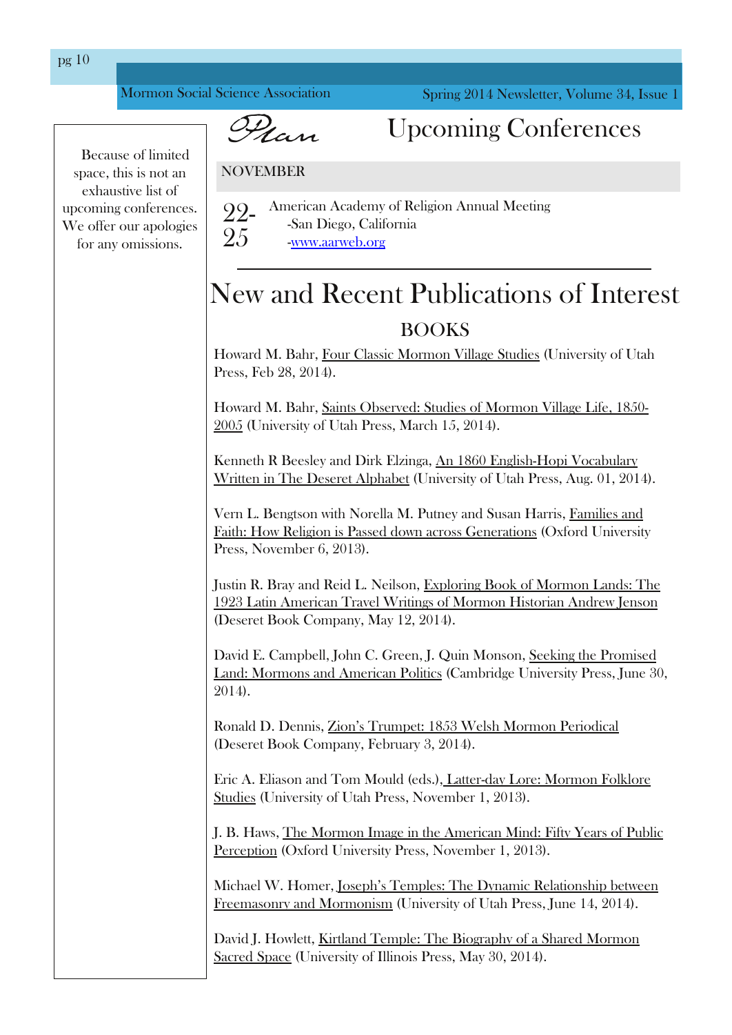*Plan* 

# Upcoming Conferences

Because of limited space, this is not an exhaustive list of upcoming conferences. We offer our apologies for any omissions.

### NOVEMBER

**22-25** American Academy of Religion Annual Meeting
-San Diego, California
-www.aarweb.org

---

# New and Recent Publications of Interest

## BOOKS

Howard M. Bahr, Four Classic Mormon Village Studies (University of Utah Press, Feb 28, 2014).

Howard M. Bahr, Saints Observed: Studies of Mormon Village Life, 1850-2005 (University of Utah Press, March 15, 2014).

Kenneth R Beesley and Dirk Elzinga, An 1860 English-Hopi Vocabulary Written in The Deseret Alphabet (University of Utah Press, Aug. 01, 2014).

Vern L. Bengtson with Norella M. Putney and Susan Harris, Families and Faith: How Religion is Passed down across Generations (Oxford University Press, November 6, 2013).

Justin R. Bray and Reid L. Neilson, Exploring Book of Mormon Lands: The 1923 Latin American Travel Writings of Mormon Historian Andrew Jenson (Deseret Book Company, May 12, 2014).

David E. Campbell, John C. Green, J. Quin Monson, Seeking the Promised Land: Mormons and American Politics (Cambridge University Press, June 30, 2014).

Ronald D. Dennis, Zion's Trumpet: 1853 Welsh Mormon Periodical (Deseret Book Company, February 3, 2014).

Eric A. Eliason and Tom Mould (eds.), Latter-day Lore: Mormon Folklore Studies (University of Utah Press, November 1, 2013).

J. B. Haws, The Mormon Image in the American Mind: Fifty Years of Public Perception (Oxford University Press, November 1, 2013).

Michael W. Homer, Joseph's Temples: The Dynamic Relationship between Freemasonry and Mormonism (University of Utah Press, June 14, 2014).

David J. Howlett, Kirtland Temple: The Biography of a Shared Mormon Sacred Space (University of Illinois Press, May 30, 2014).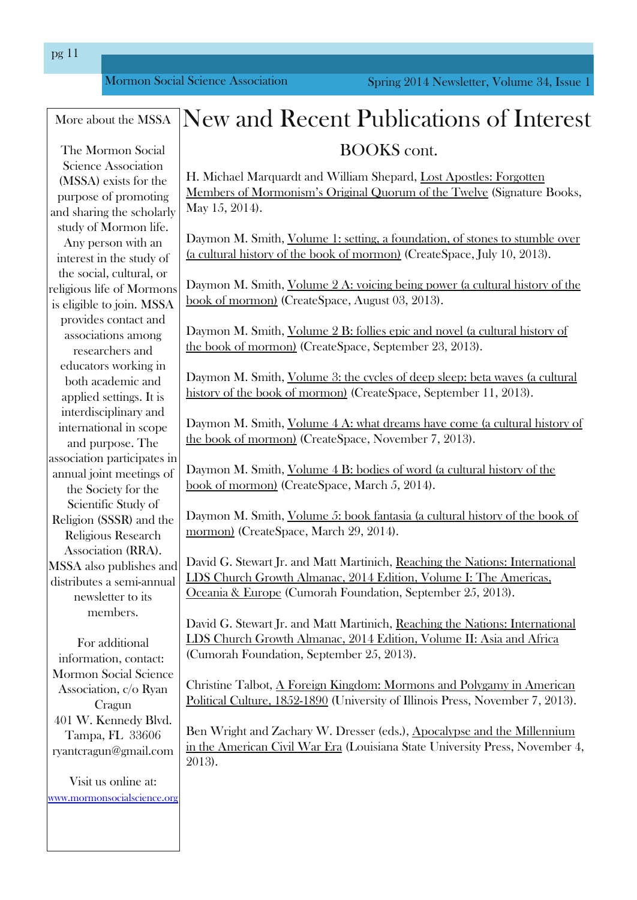# New and Recent Publications of Interest

## BOOKS cont.

H. Michael Marquardt and William Shepard, Lost Apostles: Forgotten Members of Mormonism's Original Quorum of the Twelve (Signature Books, May 15, 2014).

Daymon M. Smith, Volume 1: setting, a foundation, of stones to stumble over (a cultural history of the book of mormon) (CreateSpace, July 10, 2013).

Daymon M. Smith, Volume 2 A: voicing being power (a cultural history of the book of mormon) (CreateSpace, August 03, 2013).

Daymon M. Smith, Volume 2 B: follies epic and novel (a cultural history of the book of mormon) (CreateSpace, September 23, 2013).

Daymon M. Smith, Volume 3: the cycles of deep sleep: beta waves (a cultural history of the book of mormon) (CreateSpace, September 11, 2013).

Daymon M. Smith, Volume 4 A: what dreams have come (a cultural history of the book of mormon) (CreateSpace, November 7, 2013).

Daymon M. Smith, Volume 4 B: bodies of word (a cultural history of the book of mormon) (CreateSpace, March 5, 2014).

Daymon M. Smith, Volume 5: book fantasia (a cultural history of the book of mormon) (CreateSpace, March 29, 2014).

David G. Stewart Jr. and Matt Martinich, Reaching the Nations: International LDS Church Growth Almanac, 2014 Edition, Volume I: The Americas, Oceania & Europe (Cumorah Foundation, September 25, 2013).

David G. Stewart Jr. and Matt Martinich, Reaching the Nations: International LDS Church Growth Almanac, 2014 Edition, Volume II: Asia and Africa (Cumorah Foundation, September 25, 2013).

Christine Talbot, A Foreign Kingdom: Mormons and Polygamy in American Political Culture, 1852-1890 (University of Illinois Press, November 7, 2013).

Ben Wright and Zachary W. Dresser (eds.), Apocalypse and the Millennium in the American Civil War Era (Louisiana State University Press, November 4, 2013).

---

More about the MSSA

The Mormon Social Science Association (MSSA) exists for the purpose of promoting and sharing the scholarly study of Mormon life. Any person with an interest in the study of the social, cultural, or religious life of Mormons is eligible to join. MSSA provides contact and associations among researchers and educators working in both academic and applied settings. It is interdisciplinary and international in scope and purpose. The association participates in annual joint meetings of the Society for the Scientific Study of Religion (SSSR) and the Religious Research Association (RRA). MSSA also publishes and distributes a semi-annual newsletter to its members.

For additional information, contact:
Mormon Social Science Association, c/o Ryan Cragun
401 W. Kennedy Blvd.
Tampa, FL 33606
ryantcragun@gmail.com

Visit us online at:
www.mormonsocialscience.org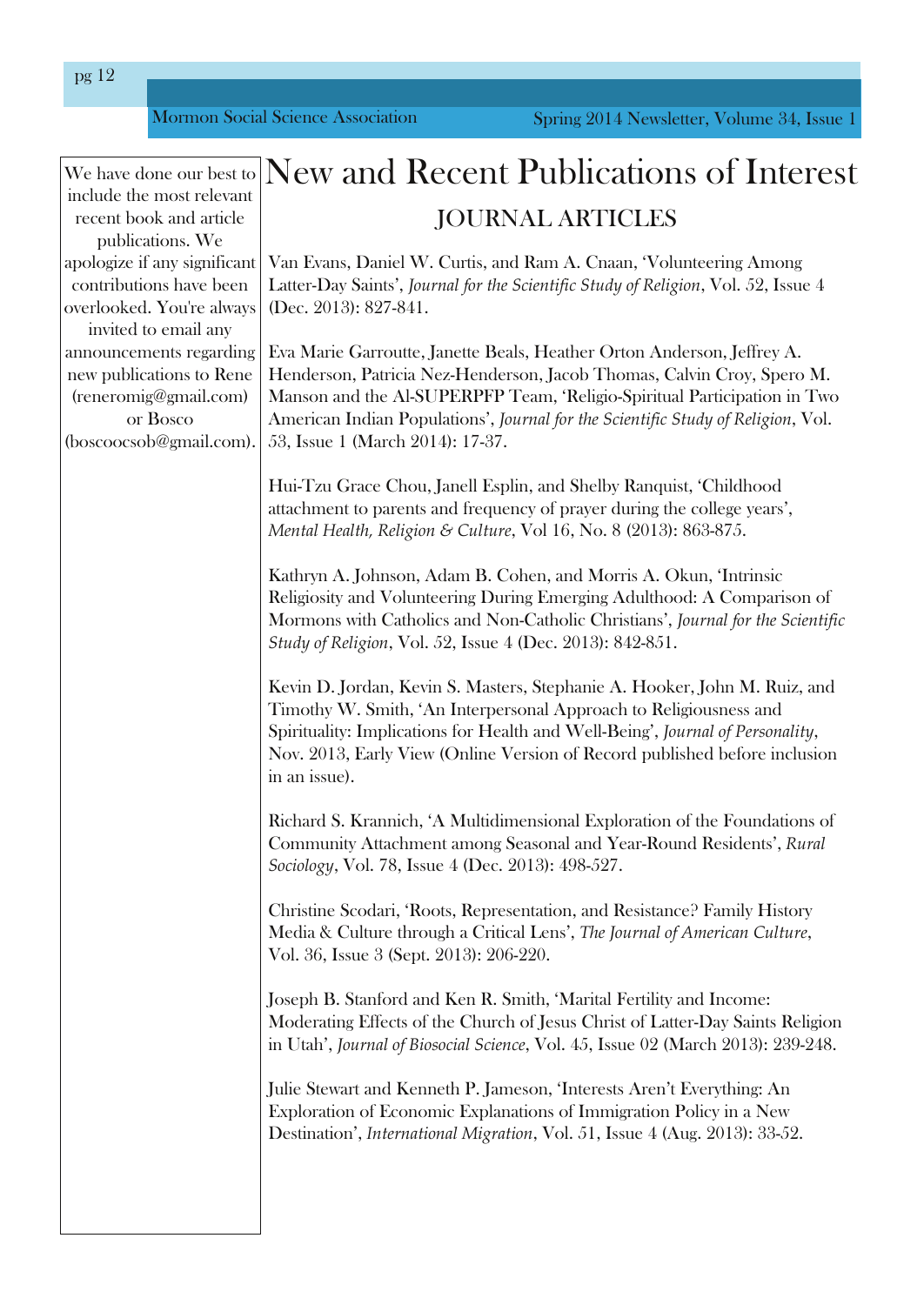We have done our best to include the most relevant recent book and article publications. We apologize if any significant contributions have been overlooked. You're always invited to email any announcements regarding new publications to Rene (reneromig@gmail.com) or Bosco (boscoocsob@gmail.com).

# New and Recent Publications of Interest

## JOURNAL ARTICLES

Van Evans, Daniel W. Curtis, and Ram A. Cnaan, 'Volunteering Among Latter-Day Saints', *Journal for the Scientific Study of Religion*, Vol. 52, Issue 4 (Dec. 2013): 827-841.

Eva Marie Garroutte, Janette Beals, Heather Orton Anderson, Jeffrey A. Henderson, Patricia Nez-Henderson, Jacob Thomas, Calvin Croy, Spero M. Manson and the AI-SUPERPFP Team, 'Religio-Spiritual Participation in Two American Indian Populations', *Journal for the Scientific Study of Religion*, Vol. 53, Issue 1 (March 2014): 17-37.

Hui-Tzu Grace Chou, Janell Esplin, and Shelby Ranquist, 'Childhood attachment to parents and frequency of prayer during the college years', *Mental Health, Religion & Culture*, Vol 16, No. 8 (2013): 863-875.

Kathryn A. Johnson, Adam B. Cohen, and Morris A. Okun, 'Intrinsic Religiosity and Volunteering During Emerging Adulthood: A Comparison of Mormons with Catholics and Non-Catholic Christians', *Journal for the Scientific Study of Religion*, Vol. 52, Issue 4 (Dec. 2013): 842-851.

Kevin D. Jordan, Kevin S. Masters, Stephanie A. Hooker, John M. Ruiz, and Timothy W. Smith, 'An Interpersonal Approach to Religiousness and Spirituality: Implications for Health and Well-Being', *Journal of Personality*, Nov. 2013, Early View (Online Version of Record published before inclusion in an issue).

Richard S. Krannich, 'A Multidimensional Exploration of the Foundations of Community Attachment among Seasonal and Year-Round Residents', *Rural Sociology*, Vol. 78, Issue 4 (Dec. 2013): 498-527.

Christine Scodari, 'Roots, Representation, and Resistance? Family History Media & Culture through a Critical Lens', *The Journal of American Culture*, Vol. 36, Issue 3 (Sept. 2013): 206-220.

Joseph B. Stanford and Ken R. Smith, 'Marital Fertility and Income: Moderating Effects of the Church of Jesus Christ of Latter-Day Saints Religion in Utah', *Journal of Biosocial Science*, Vol. 45, Issue 02 (March 2013): 239-248.

Julie Stewart and Kenneth P. Jameson, 'Interests Aren't Everything: An Exploration of Economic Explanations of Immigration Policy in a New Destination', *International Migration*, Vol. 51, Issue 4 (Aug. 2013): 33-52.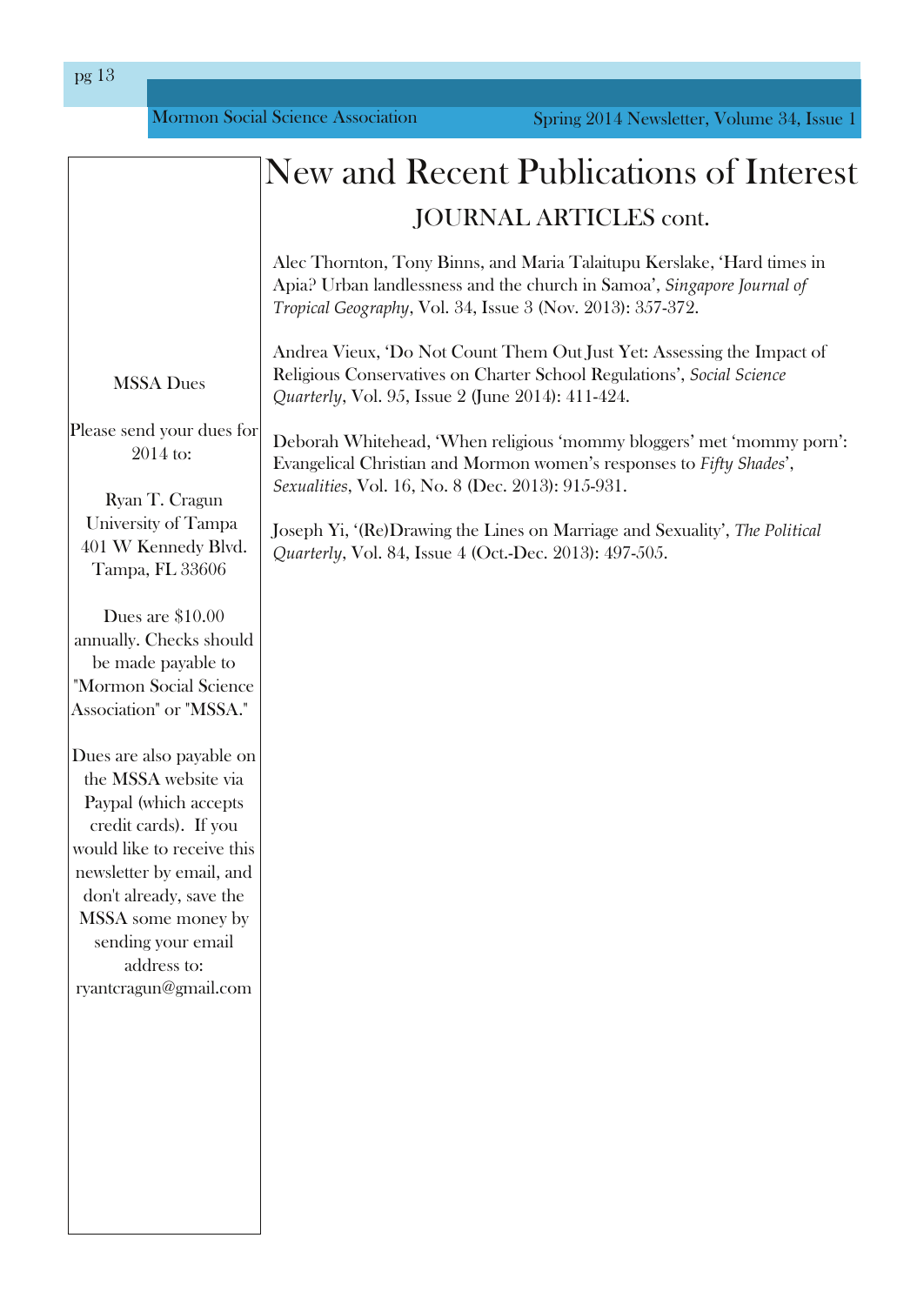# New and Recent Publications of Interest

## JOURNAL ARTICLES cont.

Alec Thornton, Tony Binns, and Maria Talaitupu Kerslake, 'Hard times in Apia? Urban landlessness and the church in Samoa', *Singapore Journal of Tropical Geography*, Vol. 34, Issue 3 (Nov. 2013): 357-372.

Andrea Vieux, 'Do Not Count Them Out Just Yet: Assessing the Impact of Religious Conservatives on Charter School Regulations', *Social Science Quarterly*, Vol. 95, Issue 2 (June 2014): 411-424.

Deborah Whitehead, 'When religious 'mommy bloggers' met 'mommy porn': Evangelical Christian and Mormon women's responses to *Fifty Shades*', *Sexualities*, Vol. 16, No. 8 (Dec. 2013): 915-931.

Joseph Yi, '(Re)Drawing the Lines on Marriage and Sexuality', *The Political Quarterly*, Vol. 84, Issue 4 (Oct.-Dec. 2013): 497-505.

### MSSA Dues

Please send your dues for 2014 to:

Ryan T. Cragun
University of Tampa
401 W Kennedy Blvd.
Tampa, FL 33606

Dues are $10.00 annually. Checks should be made payable to "Mormon Social Science Association" or "MSSA."

Dues are also payable on the MSSA website via Paypal (which accepts credit cards). If you would like to receive this newsletter by email, and don't already, save the MSSA some money by sending your email address to: ryantcragun@gmail.com